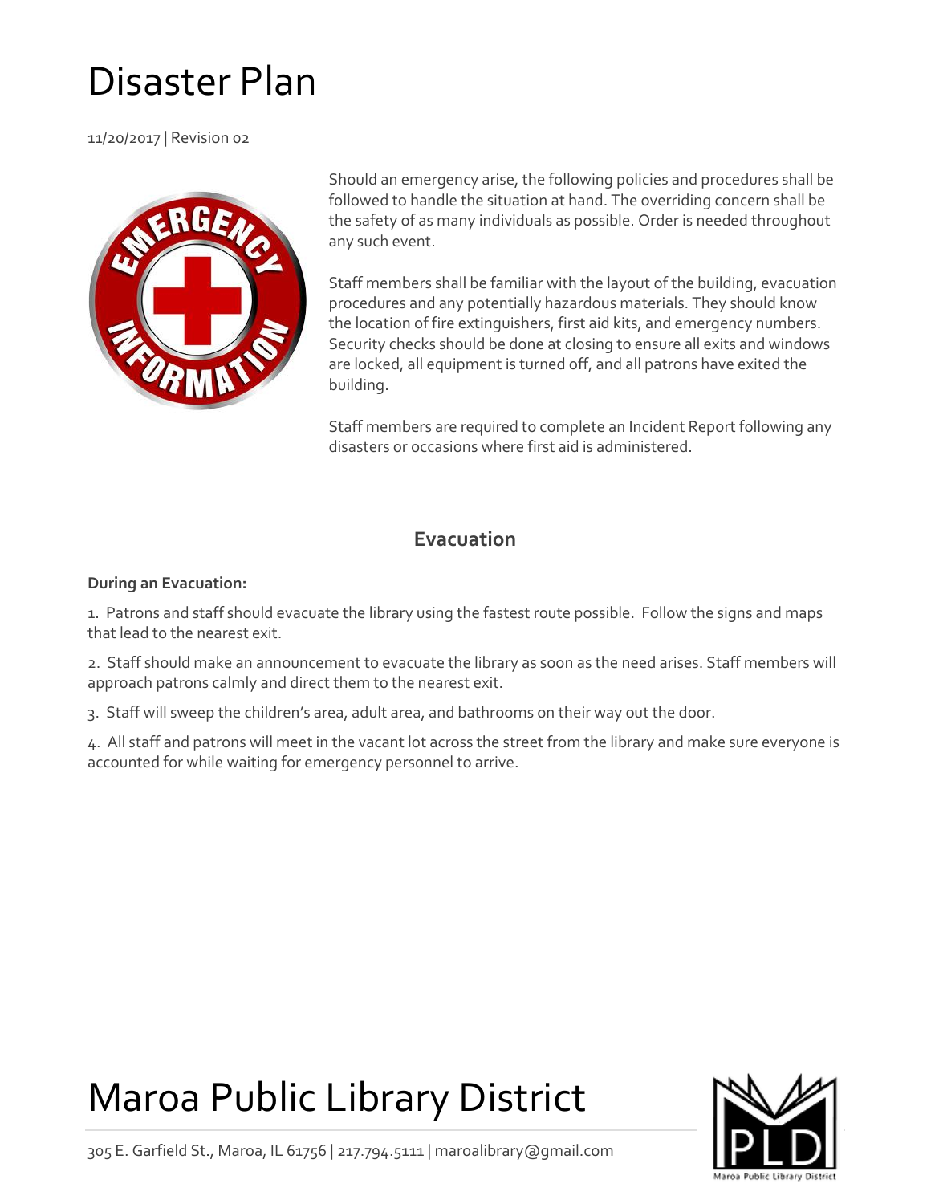# Disaster Plan

11/20/2017 | Revision 02

Should an emergency arise, the following policies and procedures shall be followed to handle the situation at hand. The overriding concern shall be the safety of as many individuals as possible. Order is needed throughout any such event.

Staff members shall be familiar with the layout of the building, evacuation procedures and any potentially hazardous materials. They should know the location of fire extinguishers, first aid kits, and emergency numbers. Security checks should be done at closing to ensure all exits and windows are locked, all equipment is turned off, and all patrons have exited the building.

Staff members are required to complete an Incident Report following any disasters or occasions where first aid is administered.

## Evacuation

**During an Evacuation:**

1. Patrons and staff should evacuate the library using the fastest route possible. Follow the signs and maps that lead to the nearest exit.

2. Staff should make an announcement to evacuate the library as soon as the need arises. Staff members will approach patrons calmly and direct them to the nearest exit.

3. Staff will sweep the children's area, adult area, and bathrooms on their way out the door.

4. All staff and patrons will meet in the vacant lot across the street from the library and make sure everyone is accounted for while waiting for emergency personnel to arrive.

# Maroa Public Library District

305 E. Garfield St., Maroa, IL 61756 | 217.794.5111 | maroalibrary@gmail.com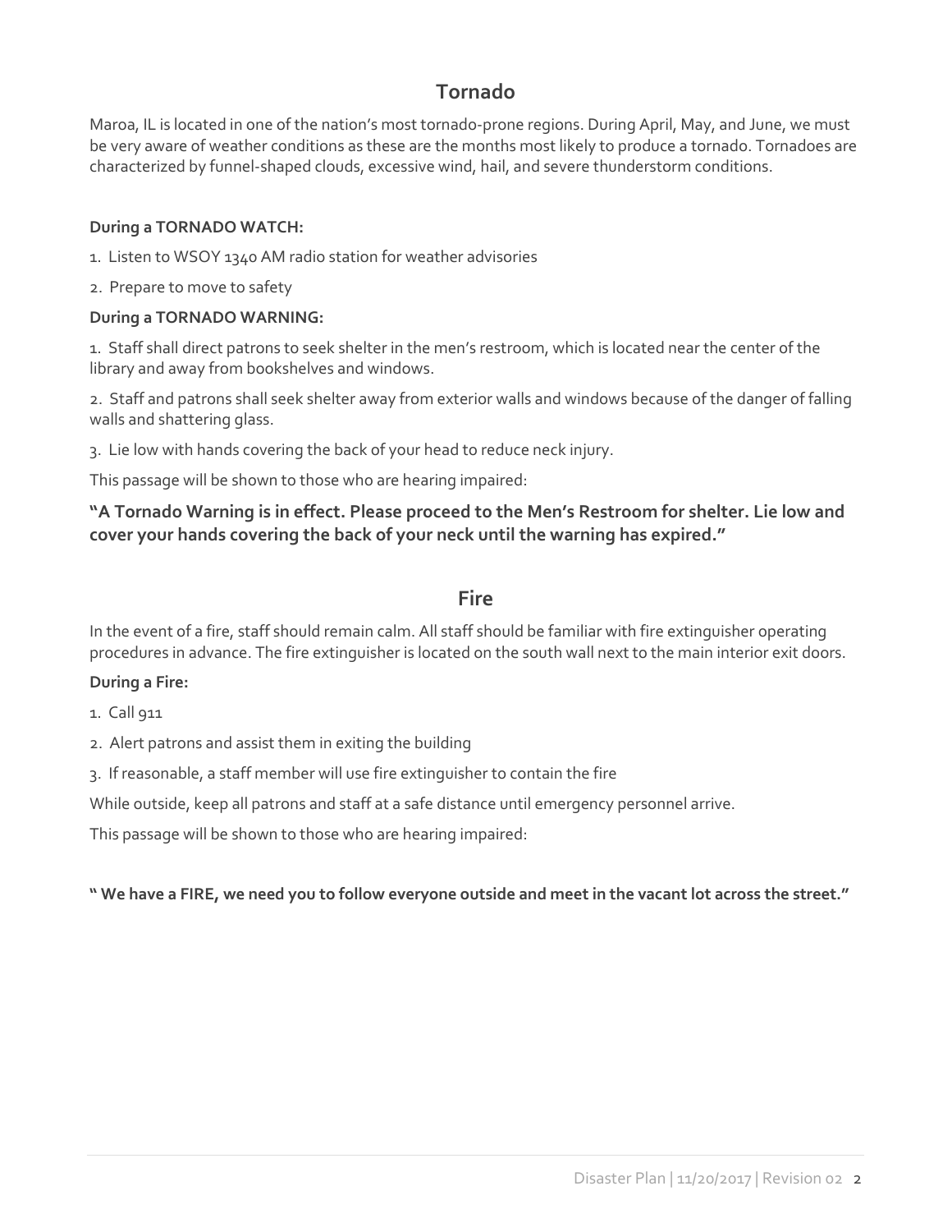## Tornado

Maroa, IL is located in one of the nation's most tornado-prone regions. During April, May, and June, we must be very aware of weather conditions as these are the months most likely to produce a tornado. Tornadoes are characterized by funnel-shaped clouds, excessive wind, hail, and severe thunderstorm conditions.

**During a TORNADO WATCH:**

1. Listen to WSOY 1340 AM radio station for weather advisories
2. Prepare to move to safety

**During a TORNADO WARNING:**

1. Staff shall direct patrons to seek shelter in the men's restroom, which is located near the center of the library and away from bookshelves and windows.
2. Staff and patrons shall seek shelter away from exterior walls and windows because of the danger of falling walls and shattering glass.
3. Lie low with hands covering the back of your head to reduce neck injury.

This passage will be shown to those who are hearing impaired:

**"A Tornado Warning is in effect. Please proceed to the Men's Restroom for shelter. Lie low and cover your hands covering the back of your neck until the warning has expired."**

## Fire

In the event of a fire, staff should remain calm. All staff should be familiar with fire extinguisher operating procedures in advance. The fire extinguisher is located on the south wall next to the main interior exit doors.

**During a Fire:**

1. Call 911
2. Alert patrons and assist them in exiting the building
3. If reasonable, a staff member will use fire extinguisher to contain the fire

While outside, keep all patrons and staff at a safe distance until emergency personnel arrive.

This passage will be shown to those who are hearing impaired:

**" We have a FIRE, we need you to follow everyone outside and meet in the vacant lot across the street."**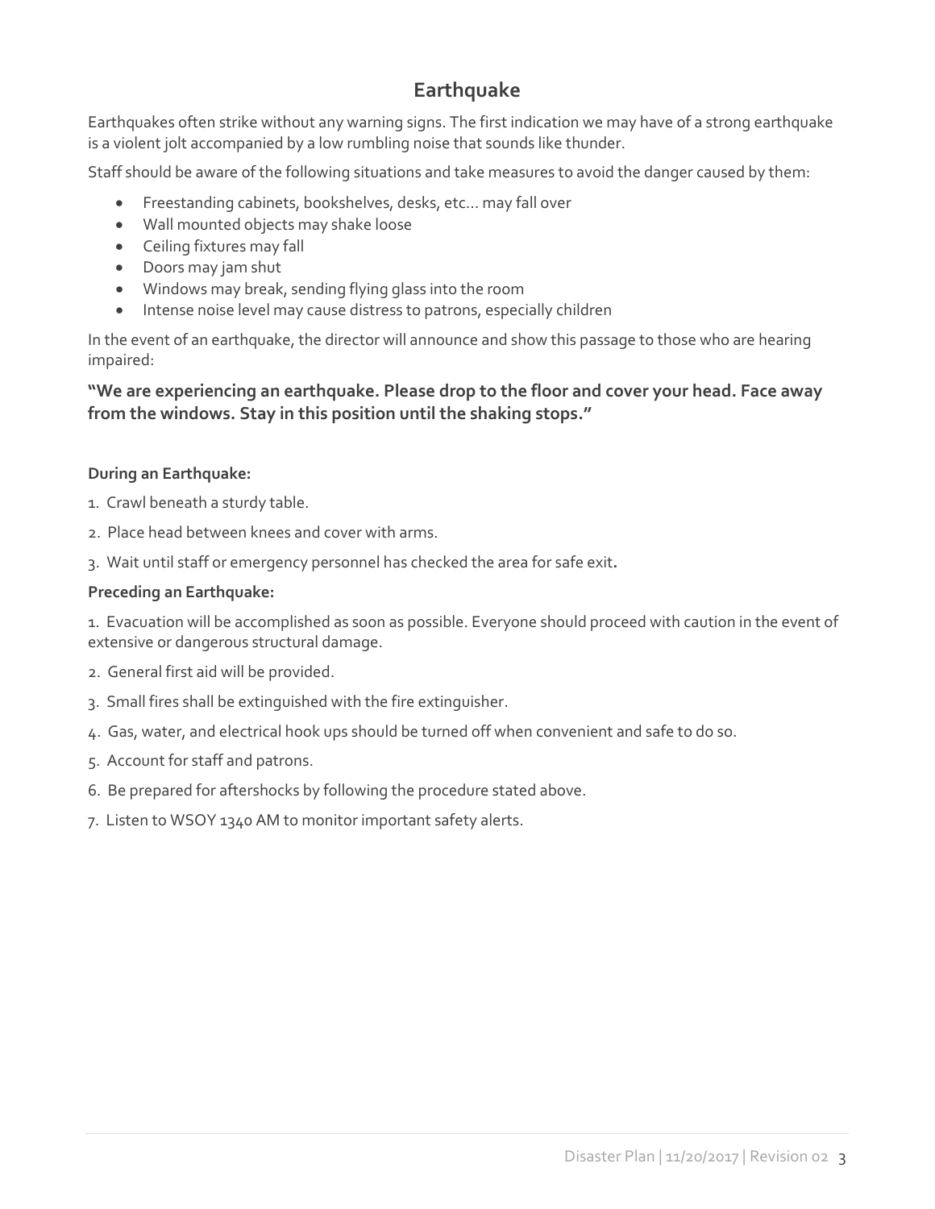## Earthquake

Earthquakes often strike without any warning signs. The first indication we may have of a strong earthquake is a violent jolt accompanied by a low rumbling noise that sounds like thunder.

Staff should be aware of the following situations and take measures to avoid the danger caused by them:

- Freestanding cabinets, bookshelves, desks, etc… may fall over
- Wall mounted objects may shake loose
- Ceiling fixtures may fall
- Doors may jam shut
- Windows may break, sending flying glass into the room
- Intense noise level may cause distress to patrons, especially children

In the event of an earthquake, the director will announce and show this passage to those who are hearing impaired:

**"We are experiencing an earthquake. Please drop to the floor and cover your head. Face away from the windows. Stay in this position until the shaking stops."**

**During an Earthquake:**

1. Crawl beneath a sturdy table.
2. Place head between knees and cover with arms.
3. Wait until staff or emergency personnel has checked the area for safe exit**.**

**Preceding an Earthquake:**

1. Evacuation will be accomplished as soon as possible. Everyone should proceed with caution in the event of extensive or dangerous structural damage.
2. General first aid will be provided.
3. Small fires shall be extinguished with the fire extinguisher.
4. Gas, water, and electrical hook ups should be turned off when convenient and safe to do so.
5. Account for staff and patrons.
6. Be prepared for aftershocks by following the procedure stated above.
7. Listen to WSOY 1340 AM to monitor important safety alerts.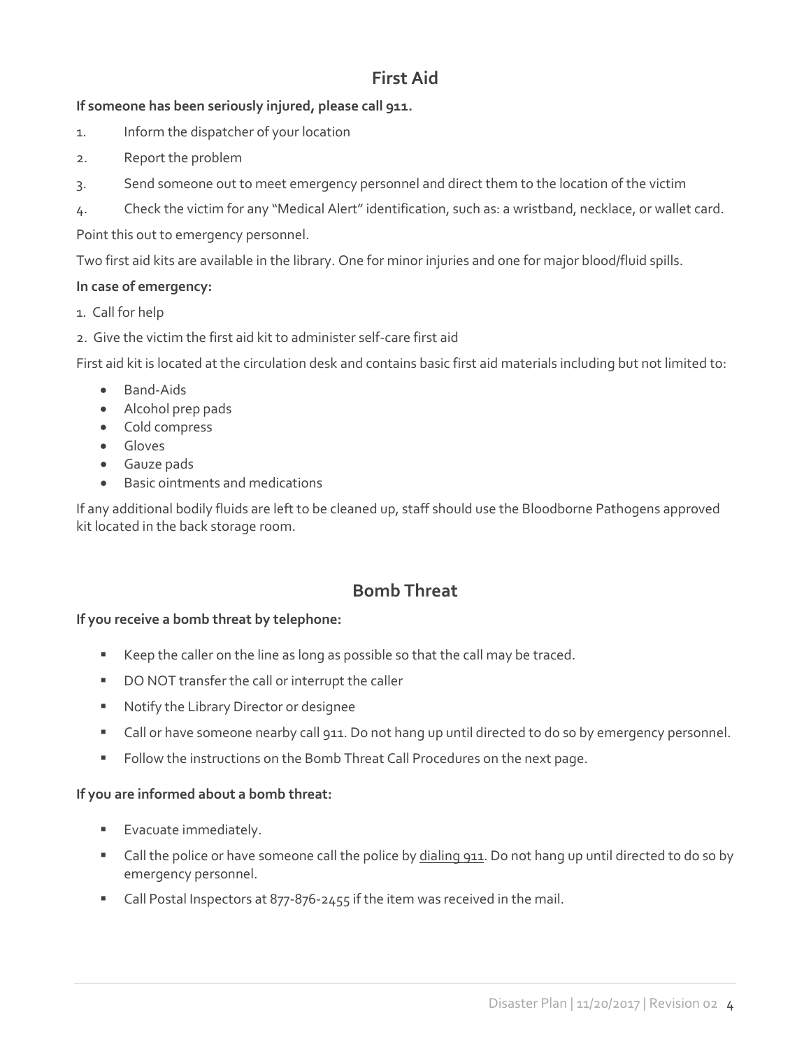## First Aid

**If someone has been seriously injured, please call 911.**

1. Inform the dispatcher of your location
2. Report the problem
3. Send someone out to meet emergency personnel and direct them to the location of the victim
4. Check the victim for any "Medical Alert" identification, such as: a wristband, necklace, or wallet card.

Point this out to emergency personnel.

Two first aid kits are available in the library. One for minor injuries and one for major blood/fluid spills.

**In case of emergency:**

1. Call for help
2. Give the victim the first aid kit to administer self-care first aid

First aid kit is located at the circulation desk and contains basic first aid materials including but not limited to:

- Band-Aids
- Alcohol prep pads
- Cold compress
- Gloves
- Gauze pads
- Basic ointments and medications

If any additional bodily fluids are left to be cleaned up, staff should use the Bloodborne Pathogens approved kit located in the back storage room.

## Bomb Threat

**If you receive a bomb threat by telephone:**

- Keep the caller on the line as long as possible so that the call may be traced.
- DO NOT transfer the call or interrupt the caller
- Notify the Library Director or designee
- Call or have someone nearby call 911. Do not hang up until directed to do so by emergency personnel.
- Follow the instructions on the Bomb Threat Call Procedures on the next page.

**If you are informed about a bomb threat:**

- Evacuate immediately.
- Call the police or have someone call the police by dialing 911. Do not hang up until directed to do so by emergency personnel.
- Call Postal Inspectors at 877-876-2455 if the item was received in the mail.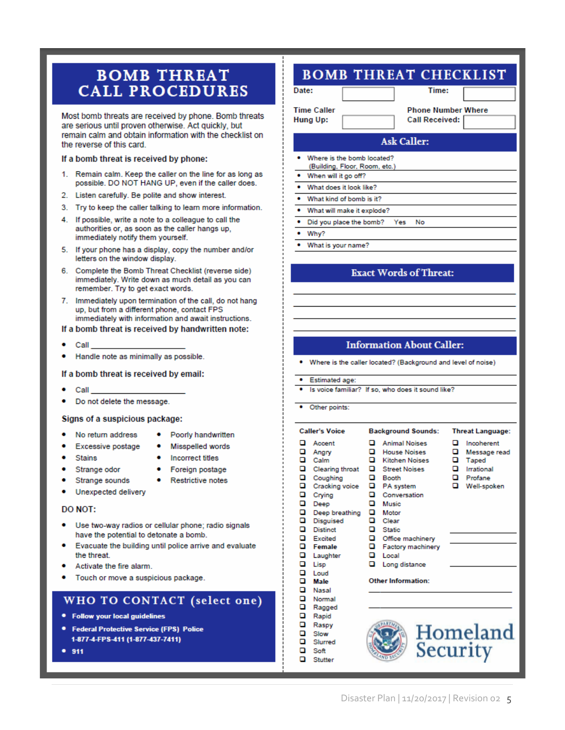# BOMB THREAT CALL PROCEDURES

Most bomb threats are received by phone. Bomb threats are serious until proven otherwise. Act quickly, but remain calm and obtain information with the checklist on the reverse of this card.

**If a bomb threat is received by phone:**

1. Remain calm. Keep the caller on the line for as long as possible. DO NOT HANG UP, even if the caller does.
2. Listen carefully. Be polite and show interest.
3. Try to keep the caller talking to learn more information.
4. If possible, write a note to a colleague to call the authorities or, as soon as the caller hangs up, immediately notify them yourself.
5. If your phone has a display, copy the number and/or letters on the window display.
6. Complete the Bomb Threat Checklist (reverse side) immediately. Write down as much detail as you can remember. Try to get exact words.
7. Immediately upon termination of the call, do not hang up, but from a different phone, contact FPS immediately with information and await instructions.

**If a bomb threat is received by handwritten note:**

- Call ____________________
- Handle note as minimally as possible.

**If a bomb threat is received by email:**

- Call ____________________
- Do not delete the message.

**Signs of a suspicious package:**

- No return address
- Excessive postage
- Stains
- Strange odor
- Strange sounds
- Unexpected delivery
- Poorly handwritten
- Misspelled words
- Incorrect titles
- Foreign postage
- Restrictive notes

**DO NOT:**

- Use two-way radios or cellular phone; radio signals have the potential to detonate a bomb.
- Evacuate the building until police arrive and evaluate the threat.
- Activate the fire alarm.
- Touch or move a suspicious package.

## WHO TO CONTACT (select one)

- **Follow your local guidelines**
- **Federal Protective Service (FPS) Police 1-877-4-FPS-411 (1-877-437-7411)**
- **911**

# BOMB THREAT CHECKLIST

**Date:** ____________ **Time:** ____________

**Time Caller Hung Up:** ____________ **Phone Number Where Call Received:** ____________

## Ask Caller:

- Where is the bomb located? (Building, Floor, Room, etc.)
- When will it go off?
- What does it look like?
- What kind of bomb is it?
- What will make it explode?
- Did you place the bomb? Yes No
- Why?
- What is your name?

## Exact Words of Threat:

____________________

____________________

____________________

____________________

## Information About Caller:

- Where is the caller located? (Background and level of noise)
- Estimated age:
- Is voice familiar? If so, who does it sound like?
- Other points:

**Caller's Voice**

- ❑ Accent
- ❑ Angry
- ❑ Calm
- ❑ Clearing throat
- ❑ Coughing
- ❑ Cracking voice
- ❑ Crying
- ❑ Deep
- ❑ Deep breathing
- ❑ Disguised
- ❑ Distinct
- ❑ Excited
- ❑ **Female**
- ❑ Laughter
- ❑ Lisp
- ❑ Loud
- ❑ **Male**
- ❑ Nasal
- ❑ Normal
- ❑ Ragged
- ❑ Rapid
- ❑ Raspy
- ❑ Slow
- ❑ Slurred
- ❑ Soft
- ❑ Stutter

**Background Sounds:**

- ❑ Animal Noises
- ❑ House Noises
- ❑ Kitchen Noises
- ❑ Street Noises
- ❑ Booth
- ❑ PA system
- ❑ Conversation
- ❑ Music
- ❑ Motor
- ❑ Clear
- ❑ Static
- ❑ Office machinery
- ❑ Factory machinery
- ❑ Local
- ❑ Long distance

**Threat Language:**

- ❑ Incoherent
- ❑ Message read
- ❑ Taped
- ❑ Irrational
- ❑ Profane
- ❑ Well-spoken

____________________

____________________

____________________

**Other Information:**

____________________

____________________

Homeland Security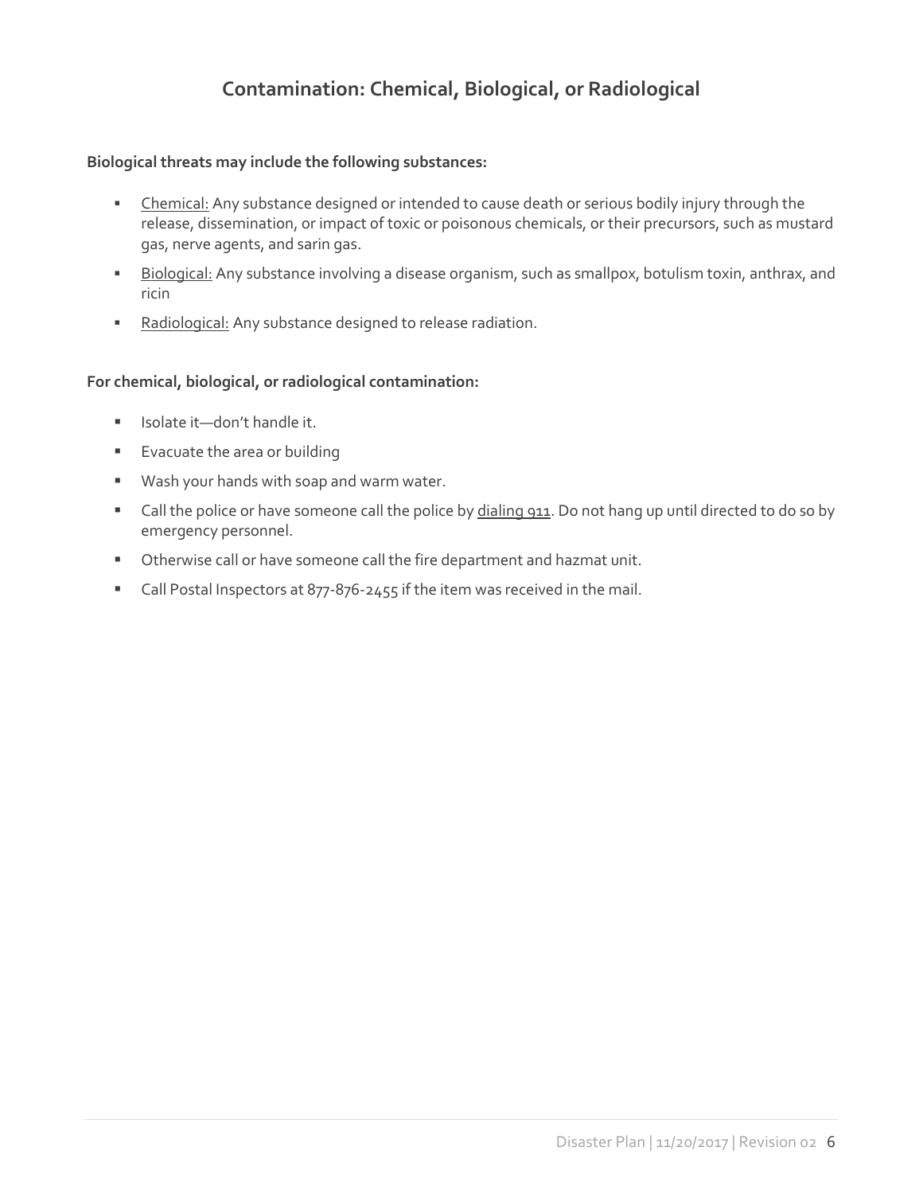## Contamination: Chemical, Biological, or Radiological

**Biological threats may include the following substances:**

- Chemical: Any substance designed or intended to cause death or serious bodily injury through the release, dissemination, or impact of toxic or poisonous chemicals, or their precursors, such as mustard gas, nerve agents, and sarin gas.
- Biological: Any substance involving a disease organism, such as smallpox, botulism toxin, anthrax, and ricin
- Radiological: Any substance designed to release radiation.

**For chemical, biological, or radiological contamination:**

- Isolate it—don't handle it.
- Evacuate the area or building
- Wash your hands with soap and warm water.
- Call the police or have someone call the police by dialing 911. Do not hang up until directed to do so by emergency personnel.
- Otherwise call or have someone call the fire department and hazmat unit.
- Call Postal Inspectors at 877-876-2455 if the item was received in the mail.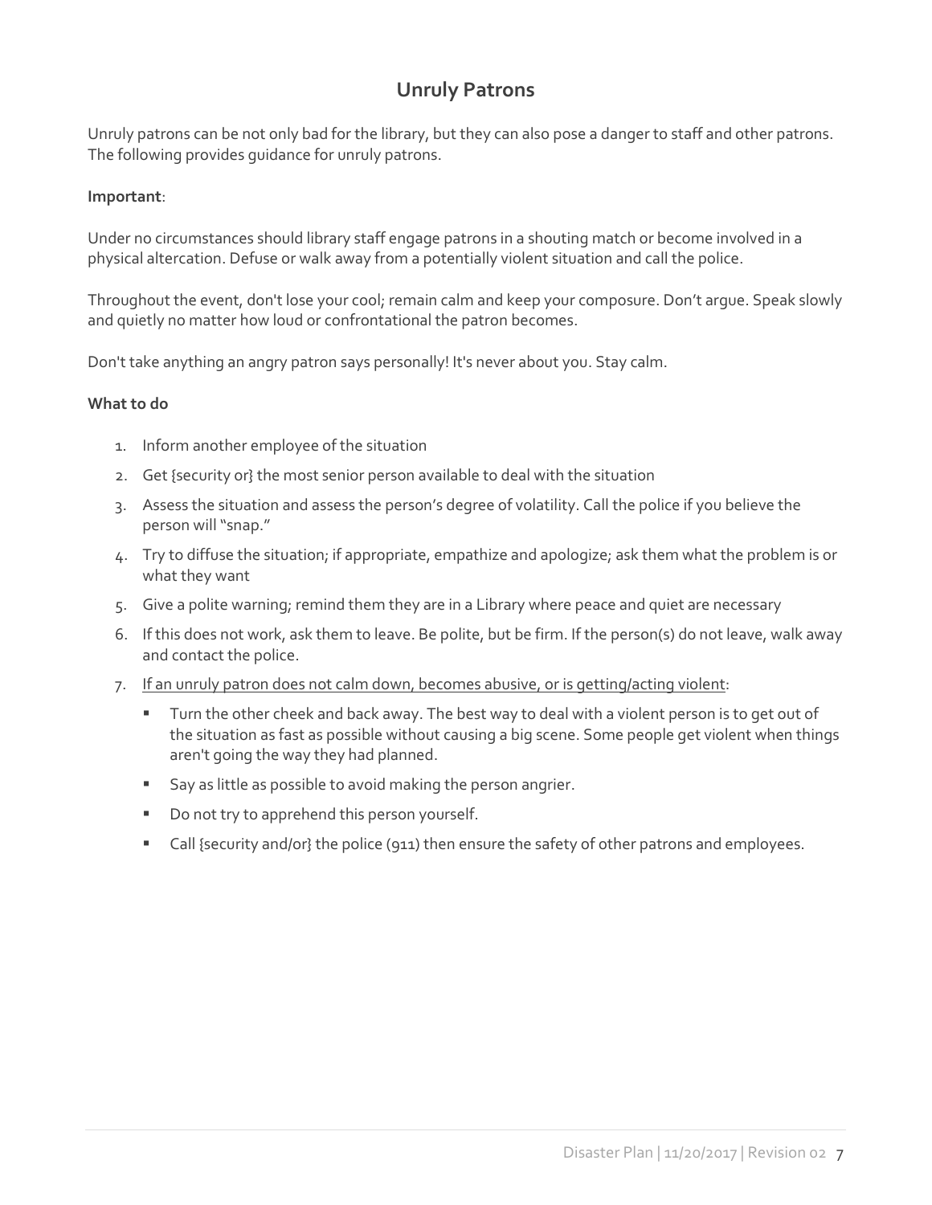## Unruly Patrons

Unruly patrons can be not only bad for the library, but they can also pose a danger to staff and other patrons. The following provides guidance for unruly patrons.

**Important**:

Under no circumstances should library staff engage patrons in a shouting match or become involved in a physical altercation. Defuse or walk away from a potentially violent situation and call the police.

Throughout the event, don't lose your cool; remain calm and keep your composure. Don't argue. Speak slowly and quietly no matter how loud or confrontational the patron becomes.

Don't take anything an angry patron says personally! It's never about you. Stay calm.

**What to do**

1. Inform another employee of the situation
2. Get {security or} the most senior person available to deal with the situation
3. Assess the situation and assess the person's degree of volatility. Call the police if you believe the person will "snap."
4. Try to diffuse the situation; if appropriate, empathize and apologize; ask them what the problem is or what they want
5. Give a polite warning; remind them they are in a Library where peace and quiet are necessary
6. If this does not work, ask them to leave. Be polite, but be firm. If the person(s) do not leave, walk away and contact the police.
7. <u>If an unruly patron does not calm down, becomes abusive, or is getting/acting violent</u>:
   - Turn the other cheek and back away. The best way to deal with a violent person is to get out of the situation as fast as possible without causing a big scene. Some people get violent when things aren't going the way they had planned.
   - Say as little as possible to avoid making the person angrier.
   - Do not try to apprehend this person yourself.
   - Call {security and/or} the police (911) then ensure the safety of other patrons and employees.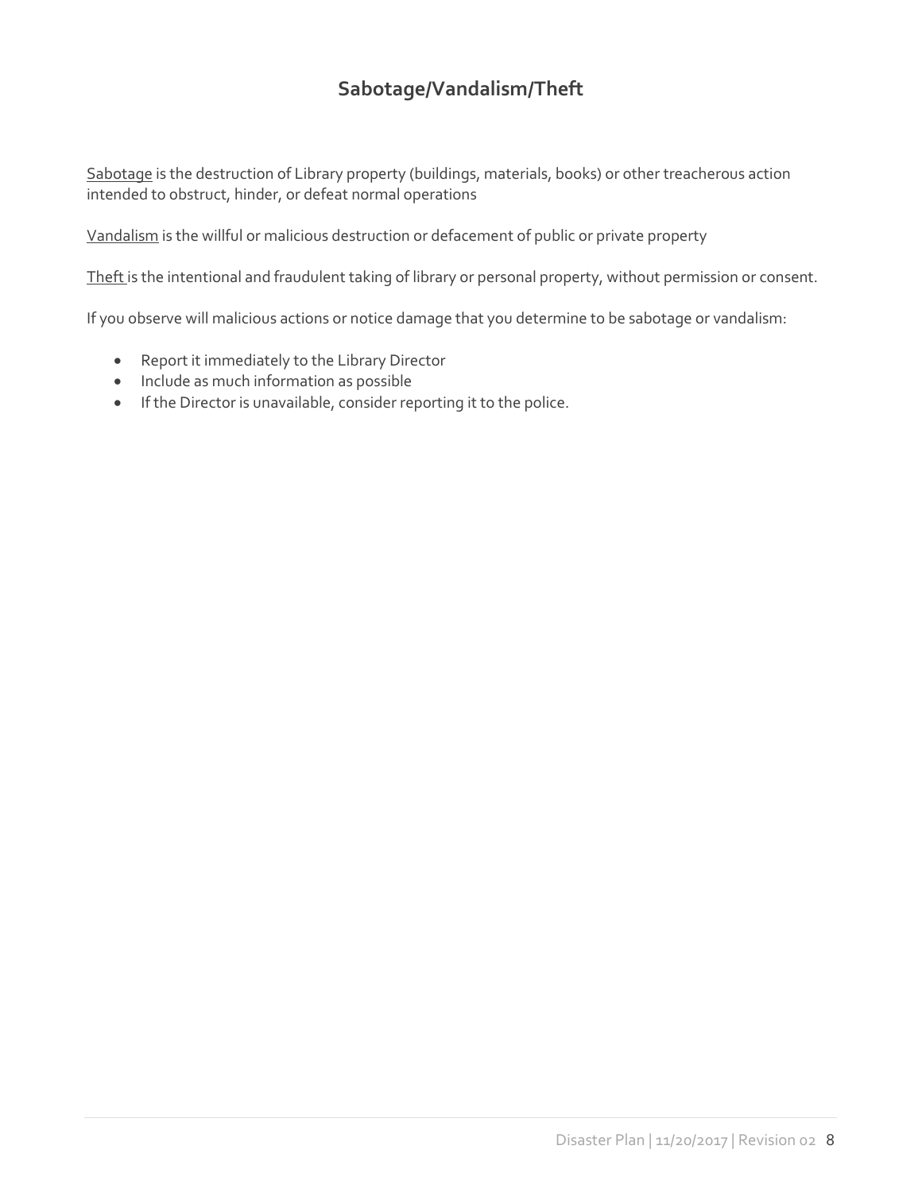## Sabotage/Vandalism/Theft

Sabotage is the destruction of Library property (buildings, materials, books) or other treacherous action intended to obstruct, hinder, or defeat normal operations

Vandalism is the willful or malicious destruction or defacement of public or private property

Theft is the intentional and fraudulent taking of library or personal property, without permission or consent.

If you observe will malicious actions or notice damage that you determine to be sabotage or vandalism:

- Report it immediately to the Library Director
- Include as much information as possible
- If the Director is unavailable, consider reporting it to the police.